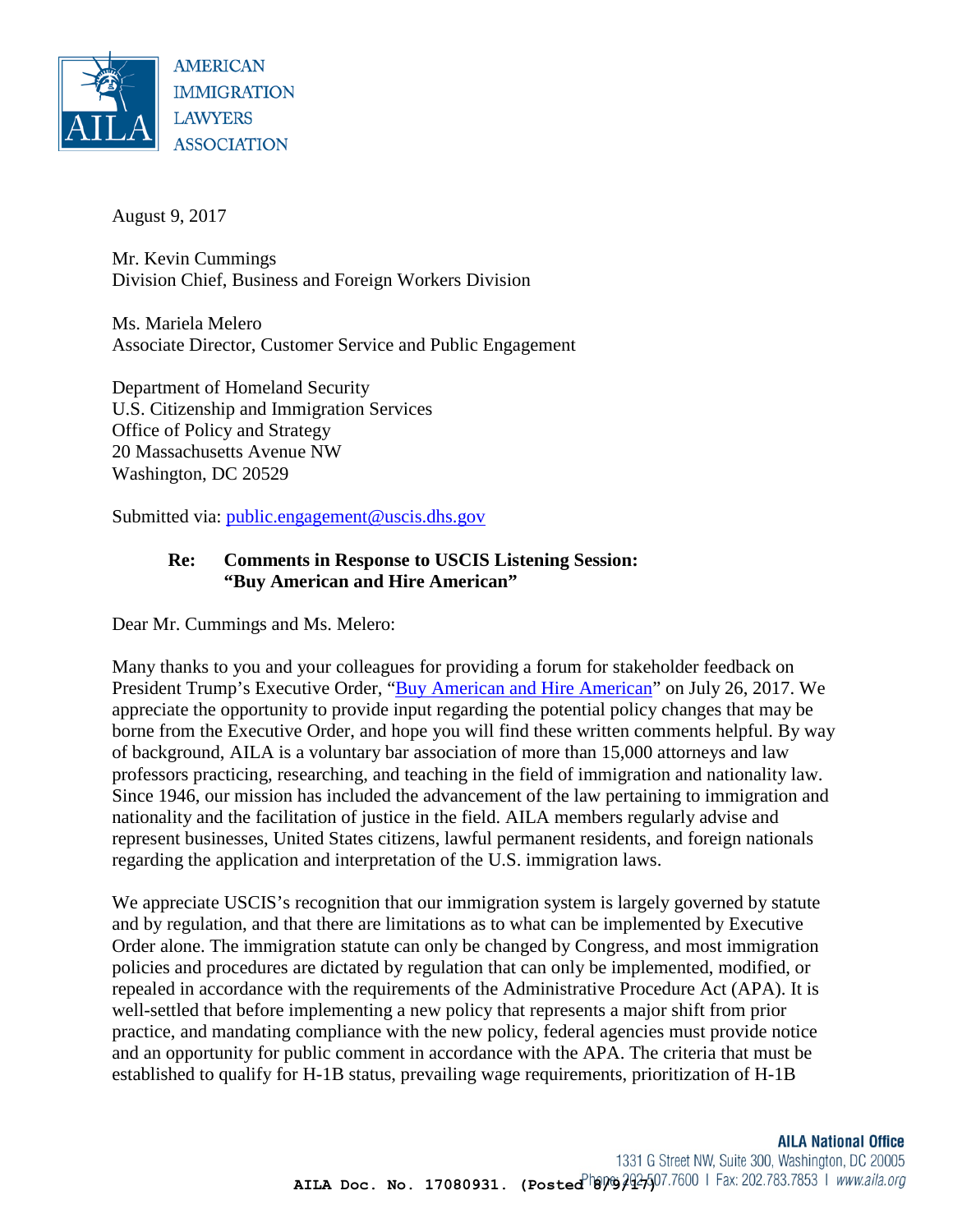AMERICAN IMMIGRATION LAWYERS ASSOCIATION

August 9, 2017

Mr. Kevin Cummings
Division Chief, Business and Foreign Workers Division

Ms. Mariela Melero
Associate Director, Customer Service and Public Engagement

Department of Homeland Security
U.S. Citizenship and Immigration Services
Office of Policy and Strategy
20 Massachusetts Avenue NW
Washington, DC 20529

Submitted via: public.engagement@uscis.dhs.gov

**Re: Comments in Response to USCIS Listening Session: "Buy American and Hire American"**

Dear Mr. Cummings and Ms. Melero:

Many thanks to you and your colleagues for providing a forum for stakeholder feedback on President Trump's Executive Order, "Buy American and Hire American" on July 26, 2017. We appreciate the opportunity to provide input regarding the potential policy changes that may be borne from the Executive Order, and hope you will find these written comments helpful. By way of background, AILA is a voluntary bar association of more than 15,000 attorneys and law professors practicing, researching, and teaching in the field of immigration and nationality law. Since 1946, our mission has included the advancement of the law pertaining to immigration and nationality and the facilitation of justice in the field. AILA members regularly advise and represent businesses, United States citizens, lawful permanent residents, and foreign nationals regarding the application and interpretation of the U.S. immigration laws.

We appreciate USCIS's recognition that our immigration system is largely governed by statute and by regulation, and that there are limitations as to what can be implemented by Executive Order alone. The immigration statute can only be changed by Congress, and most immigration policies and procedures are dictated by regulation that can only be implemented, modified, or repealed in accordance with the requirements of the Administrative Procedure Act (APA). It is well-settled that before implementing a new policy that represents a major shift from prior practice, and mandating compliance with the new policy, federal agencies must provide notice and an opportunity for public comment in accordance with the APA. The criteria that must be established to qualify for H-1B status, prevailing wage requirements, prioritization of H-1B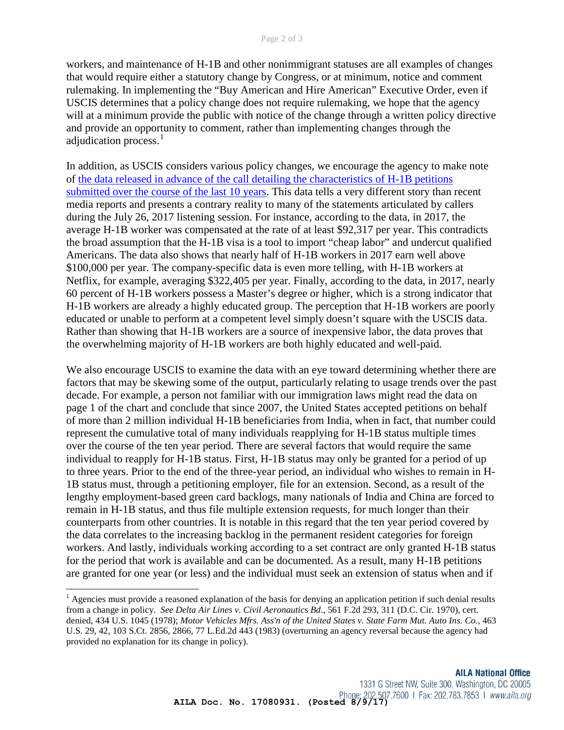workers, and maintenance of H-1B and other nonimmigrant statuses are all examples of changes that would require either a statutory change by Congress, or at minimum, notice and comment rulemaking. In implementing the "Buy American and Hire American" Executive Order, even if USCIS determines that a policy change does not require rulemaking, we hope that the agency will at a minimum provide the public with notice of the change through a written policy directive and provide an opportunity to comment, rather than implementing changes through the adjudication process.[1]

In addition, as USCIS considers various policy changes, we encourage the agency to make note of the data released in advance of the call detailing the characteristics of H-1B petitions submitted over the course of the last 10 years. This data tells a very different story than recent media reports and presents a contrary reality to many of the statements articulated by callers during the July 26, 2017 listening session. For instance, according to the data, in 2017, the average H-1B worker was compensated at the rate of at least $92,317 per year. This contradicts the broad assumption that the H-1B visa is a tool to import "cheap labor" and undercut qualified Americans. The data also shows that nearly half of H-1B workers in 2017 earn well above $100,000 per year. The company-specific data is even more telling, with H-1B workers at Netflix, for example, averaging $322,405 per year. Finally, according to the data, in 2017, nearly 60 percent of H-1B workers possess a Master's degree or higher, which is a strong indicator that H-1B workers are already a highly educated group. The perception that H-1B workers are poorly educated or unable to perform at a competent level simply doesn't square with the USCIS data. Rather than showing that H-1B workers are a source of inexpensive labor, the data proves that the overwhelming majority of H-1B workers are both highly educated and well-paid.

We also encourage USCIS to examine the data with an eye toward determining whether there are factors that may be skewing some of the output, particularly relating to usage trends over the past decade. For example, a person not familiar with our immigration laws might read the data on page 1 of the chart and conclude that since 2007, the United States accepted petitions on behalf of more than 2 million individual H-1B beneficiaries from India, when in fact, that number could represent the cumulative total of many individuals reapplying for H-1B status multiple times over the course of the ten year period. There are several factors that would require the same individual to reapply for H-1B status. First, H-1B status may only be granted for a period of up to three years. Prior to the end of the three-year period, an individual who wishes to remain in H-1B status must, through a petitioning employer, file for an extension. Second, as a result of the lengthy employment-based green card backlogs, many nationals of India and China are forced to remain in H-1B status, and thus file multiple extension requests, for much longer than their counterparts from other countries. It is notable in this regard that the ten year period covered by the data correlates to the increasing backlog in the permanent resident categories for foreign workers. And lastly, individuals working according to a set contract are only granted H-1B status for the period that work is available and can be documented. As a result, many H-1B petitions are granted for one year (or less) and the individual must seek an extension of status when and if

[1] Agencies must provide a reasoned explanation of the basis for denying an application petition if such denial results from a change in policy. *See Delta Air Lines v. Civil Aeronautics Bd.*, 561 F.2d 293, 311 (D.C. Cir. 1970), cert. denied, 434 U.S. 1045 (1978); *Motor Vehicles Mfrs. Ass'n of the United States v. State Farm Mut. Auto Ins. Co.*, 463 U.S. 29, 42, 103 S.Ct. 2856, 2866, 77 L.Ed.2d 443 (1983) (overturning an agency reversal because the agency had provided no explanation for its change in policy).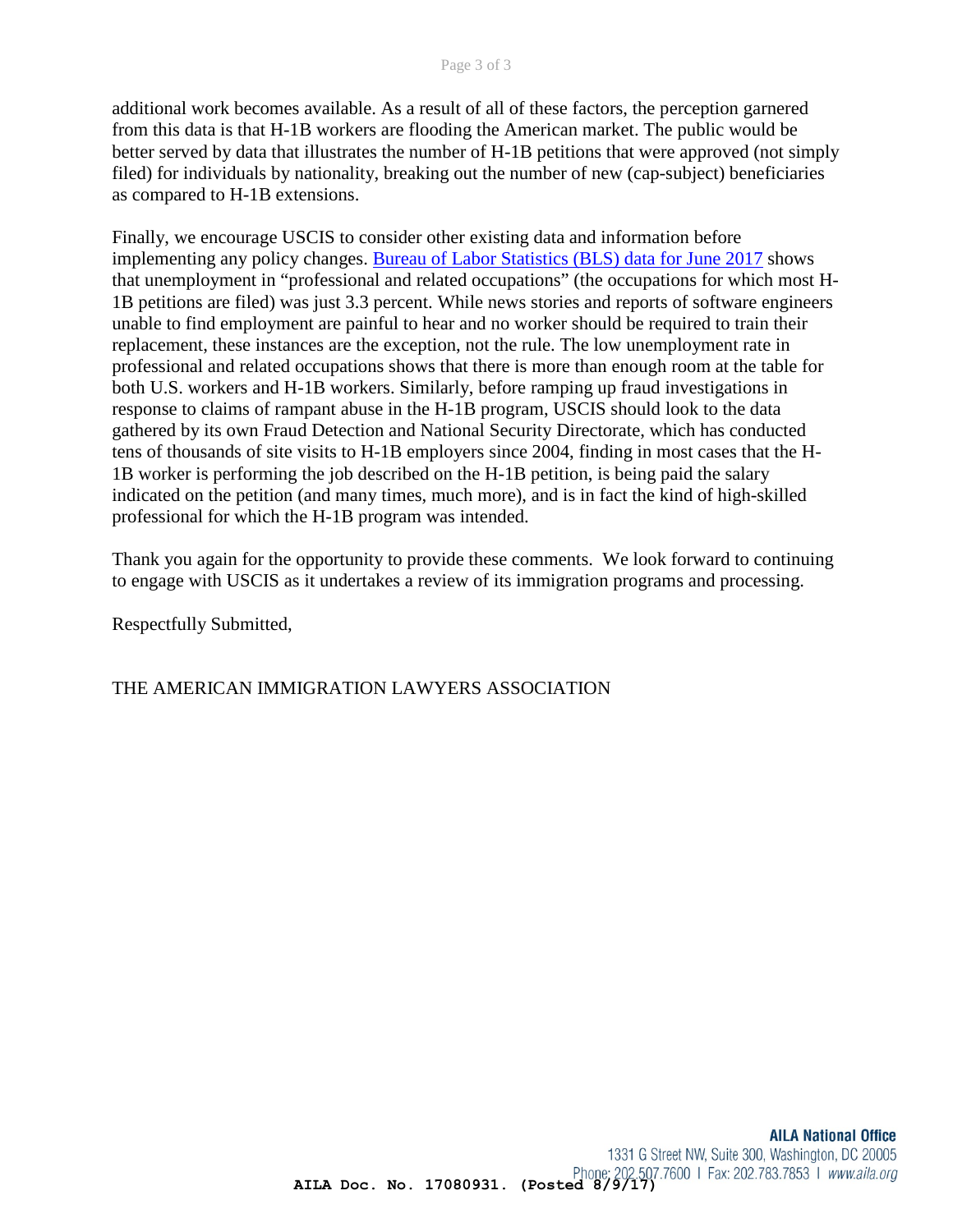additional work becomes available. As a result of all of these factors, the perception garnered from this data is that H-1B workers are flooding the American market. The public would be better served by data that illustrates the number of H-1B petitions that were approved (not simply filed) for individuals by nationality, breaking out the number of new (cap-subject) beneficiaries as compared to H-1B extensions.

Finally, we encourage USCIS to consider other existing data and information before implementing any policy changes. Bureau of Labor Statistics (BLS) data for June 2017 shows that unemployment in "professional and related occupations" (the occupations for which most H-1B petitions are filed) was just 3.3 percent. While news stories and reports of software engineers unable to find employment are painful to hear and no worker should be required to train their replacement, these instances are the exception, not the rule. The low unemployment rate in professional and related occupations shows that there is more than enough room at the table for both U.S. workers and H-1B workers. Similarly, before ramping up fraud investigations in response to claims of rampant abuse in the H-1B program, USCIS should look to the data gathered by its own Fraud Detection and National Security Directorate, which has conducted tens of thousands of site visits to H-1B employers since 2004, finding in most cases that the H-1B worker is performing the job described on the H-1B petition, is being paid the salary indicated on the petition (and many times, much more), and is in fact the kind of high-skilled professional for which the H-1B program was intended.

Thank you again for the opportunity to provide these comments. We look forward to continuing to engage with USCIS as it undertakes a review of its immigration programs and processing.

Respectfully Submitted,

THE AMERICAN IMMIGRATION LAWYERS ASSOCIATION

AILA Doc. No. 17080931. (Posted 8/9/17)